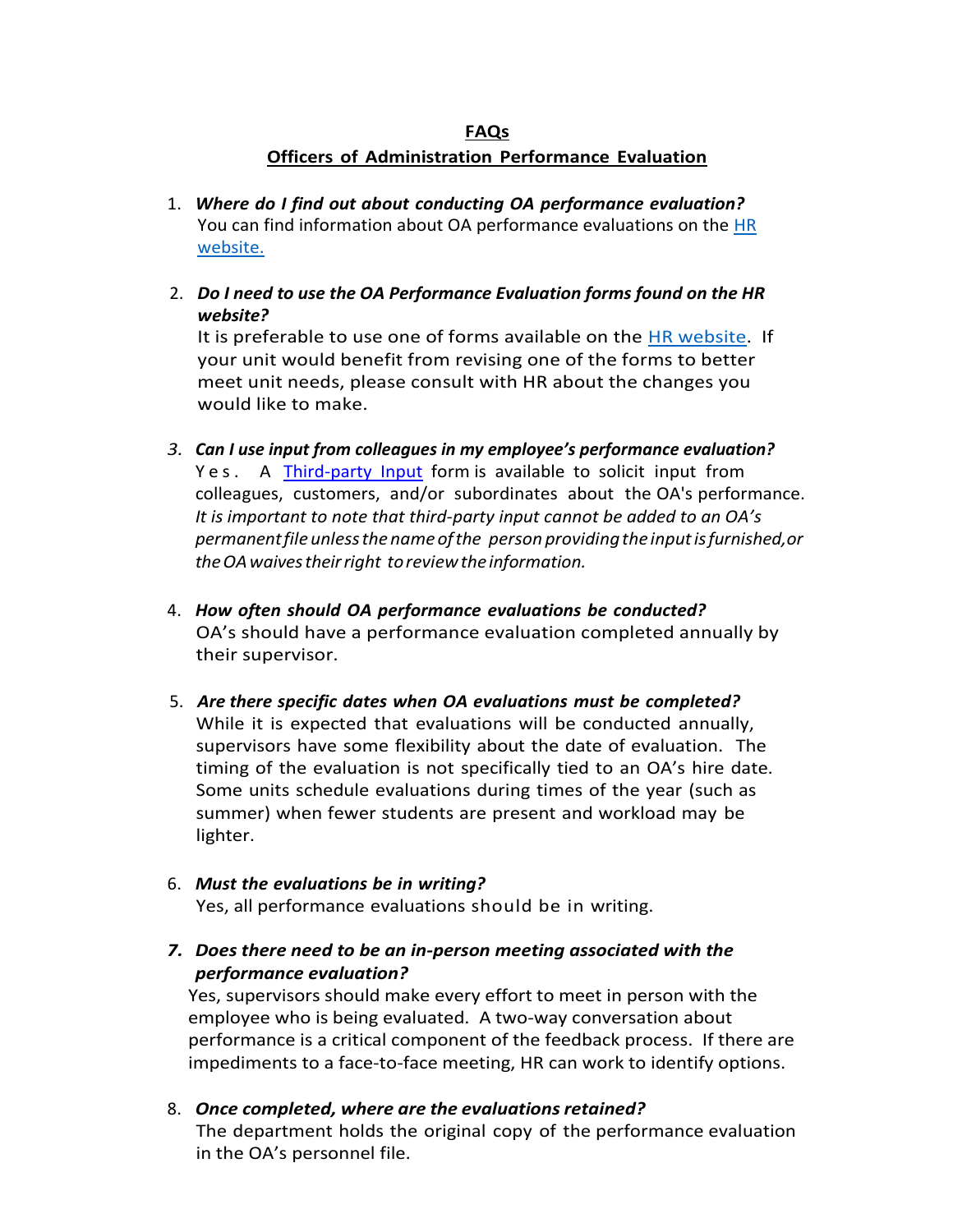**FAQs**

**Officers of Administration Performance Evaluation**

1. ***Where do I find out about conducting OA performance evaluation?***
   You can find information about OA performance evaluations on the HR website.

2. ***Do I need to use the OA Performance Evaluation forms found on the HR website?***
   It is preferable to use one of forms available on the HR website. If your unit would benefit from revising one of the forms to better meet unit needs, please consult with HR about the changes you would like to make.

3. ***Can I use input from colleagues in my employee's performance evaluation?***
   Yes. A Third-party Input form is available to solicit input from colleagues, customers, and/or subordinates about the OA's performance. *It is important to note that third-party input cannot be added to an OA's permanent file unless the name of the person providing the input is furnished, or the OA waives their right to review the information.*

4. ***How often should OA performance evaluations be conducted?***
   OA's should have a performance evaluation completed annually by their supervisor.

5. ***Are there specific dates when OA evaluations must be completed?***
   While it is expected that evaluations will be conducted annually, supervisors have some flexibility about the date of evaluation. The timing of the evaluation is not specifically tied to an OA's hire date. Some units schedule evaluations during times of the year (such as summer) when fewer students are present and workload may be lighter.

6. ***Must the evaluations be in writing?***
   Yes, all performance evaluations should be in writing.

7. ***Does there need to be an in-person meeting associated with the performance evaluation?***
   Yes, supervisors should make every effort to meet in person with the employee who is being evaluated. A two-way conversation about performance is a critical component of the feedback process. If there are impediments to a face-to-face meeting, HR can work to identify options.

8. ***Once completed, where are the evaluations retained?***
   The department holds the original copy of the performance evaluation in the OA's personnel file.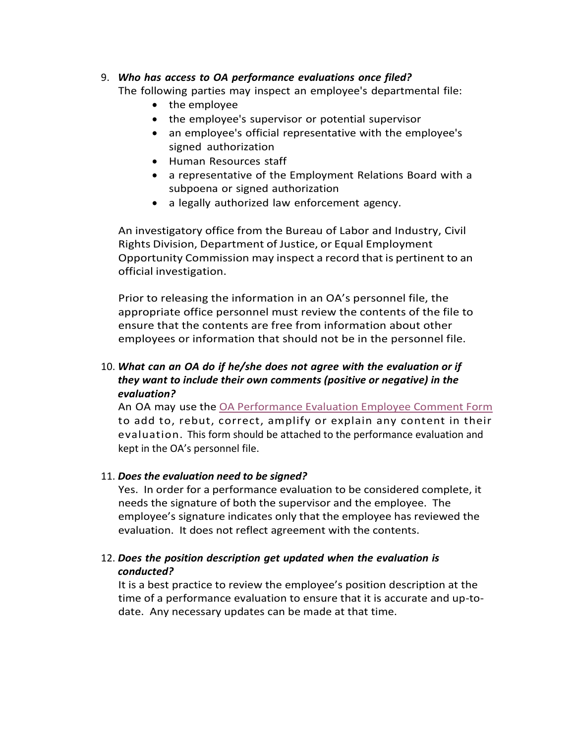9. ***Who has access to OA performance evaluations once filed?***
   The following parties may inspect an employee's departmental file:
   - the employee
   - the employee's supervisor or potential supervisor
   - an employee's official representative with the employee's signed authorization
   - Human Resources staff
   - a representative of the Employment Relations Board with a subpoena or signed authorization
   - a legally authorized law enforcement agency.

   An investigatory office from the Bureau of Labor and Industry, Civil Rights Division, Department of Justice, or Equal Employment Opportunity Commission may inspect a record that is pertinent to an official investigation.

   Prior to releasing the information in an OA's personnel file, the appropriate office personnel must review the contents of the file to ensure that the contents are free from information about other employees or information that should not be in the personnel file.

10. ***What can an OA do if he/she does not agree with the evaluation or if they want to include their own comments (positive or negative) in the evaluation?***
    An OA may use the OA Performance Evaluation Employee Comment Form to add to, rebut, correct, amplify or explain any content in their evaluation. This form should be attached to the performance evaluation and kept in the OA's personnel file.

11. ***Does the evaluation need to be signed?***
    Yes. In order for a performance evaluation to be considered complete, it needs the signature of both the supervisor and the employee. The employee's signature indicates only that the employee has reviewed the evaluation. It does not reflect agreement with the contents.

12. ***Does the position description get updated when the evaluation is conducted?***
    It is a best practice to review the employee's position description at the time of a performance evaluation to ensure that it is accurate and up-to-date. Any necessary updates can be made at that time.